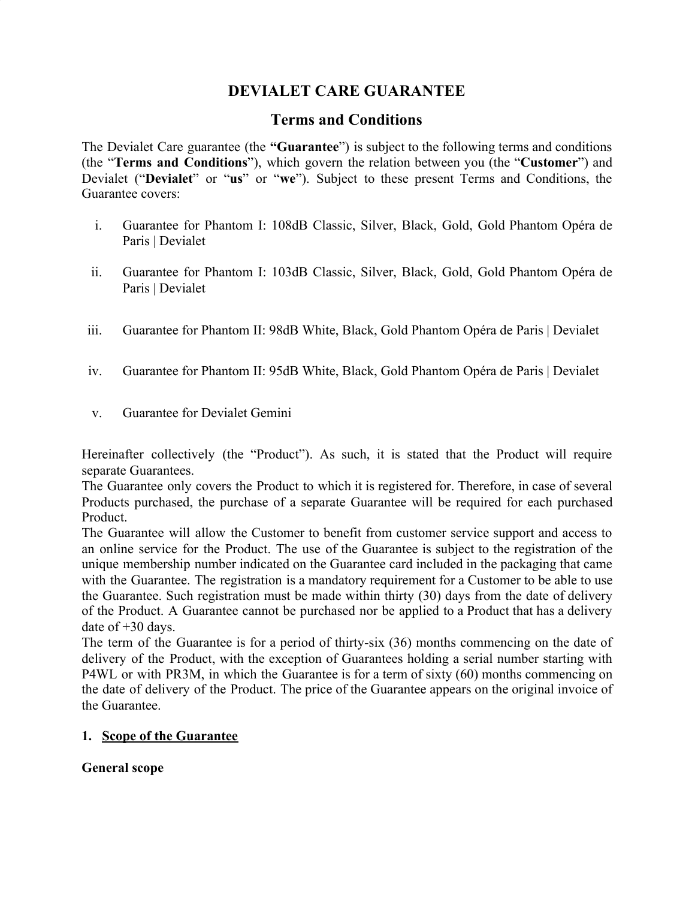# DEVIALET CARE GUARANTEE

## Terms and Conditions

The Devialet Care guarantee (the **"Guarantee"**) is subject to the following terms and conditions (the "**Terms and Conditions**"), which govern the relation between you (the "**Customer**") and Devialet ("**Devialet**" or "**us**" or "**we**"). Subject to these present Terms and Conditions, the Guarantee covers:

i. Guarantee for Phantom I: 108dB Classic, Silver, Black, Gold, Gold Phantom Opéra de Paris | Devialet

ii. Guarantee for Phantom I: 103dB Classic, Silver, Black, Gold, Gold Phantom Opéra de Paris | Devialet

iii. Guarantee for Phantom II: 98dB White, Black, Gold Phantom Opéra de Paris | Devialet

iv. Guarantee for Phantom II: 95dB White, Black, Gold Phantom Opéra de Paris | Devialet

v. Guarantee for Devialet Gemini

Hereinafter collectively (the "Product"). As such, it is stated that the Product will require separate Guarantees.
The Guarantee only covers the Product to which it is registered for. Therefore, in case of several Products purchased, the purchase of a separate Guarantee will be required for each purchased Product.
The Guarantee will allow the Customer to benefit from customer service support and access to an online service for the Product. The use of the Guarantee is subject to the registration of the unique membership number indicated on the Guarantee card included in the packaging that came with the Guarantee. The registration is a mandatory requirement for a Customer to be able to use the Guarantee. Such registration must be made within thirty (30) days from the date of delivery of the Product. A Guarantee cannot be purchased nor be applied to a Product that has a delivery date of +30 days.
The term of the Guarantee is for a period of thirty-six (36) months commencing on the date of delivery of the Product, with the exception of Guarantees holding a serial number starting with P4WL or with PR3M, in which the Guarantee is for a term of sixty (60) months commencing on the date of delivery of the Product. The price of the Guarantee appears on the original invoice of the Guarantee.

## 1. <u>Scope of the Guarantee</u>

**General scope**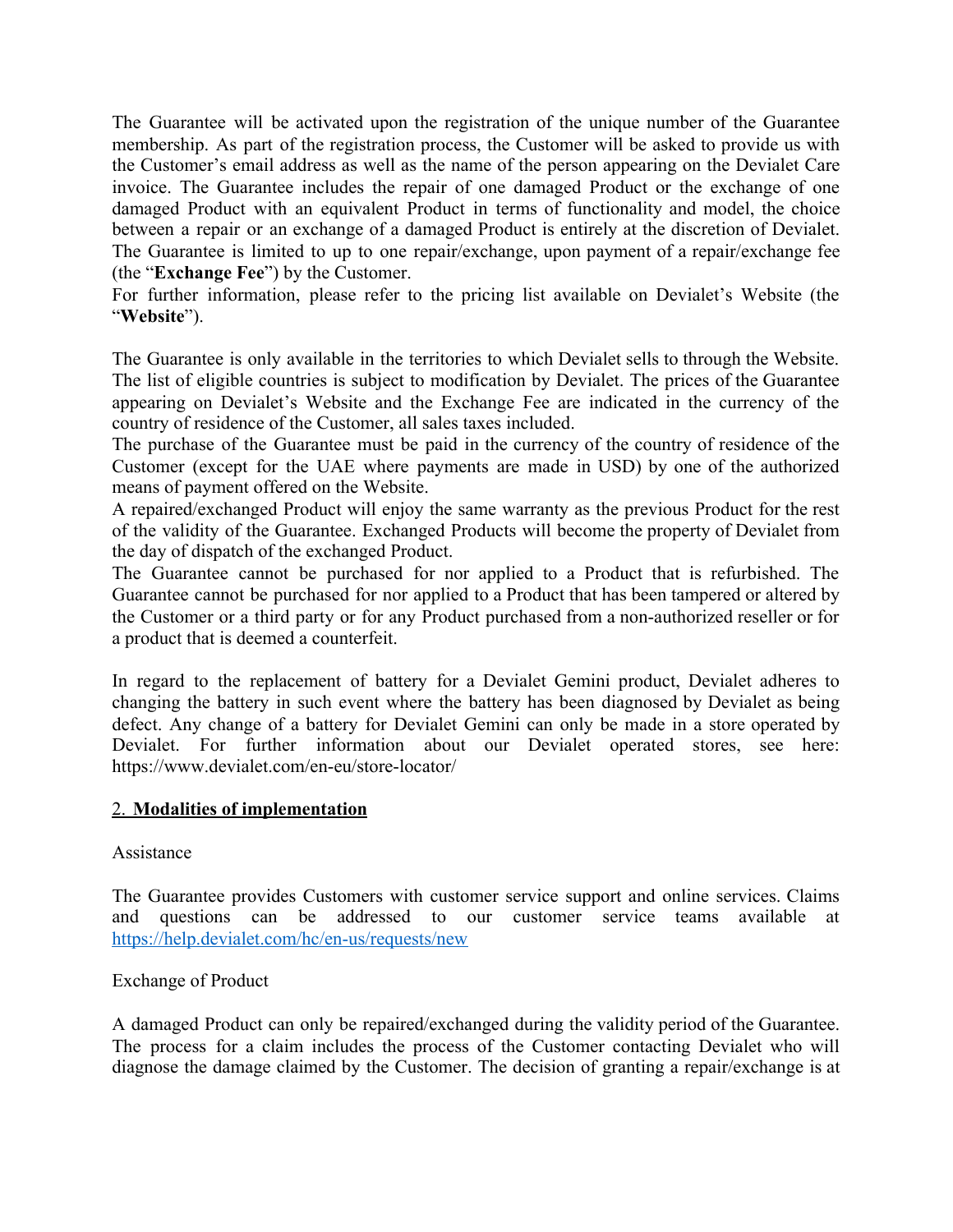The Guarantee will be activated upon the registration of the unique number of the Guarantee membership. As part of the registration process, the Customer will be asked to provide us with the Customer's email address as well as the name of the person appearing on the Devialet Care invoice. The Guarantee includes the repair of one damaged Product or the exchange of one damaged Product with an equivalent Product in terms of functionality and model, the choice between a repair or an exchange of a damaged Product is entirely at the discretion of Devialet. The Guarantee is limited to up to one repair/exchange, upon payment of a repair/exchange fee (the "**Exchange Fee**") by the Customer.
For further information, please refer to the pricing list available on Devialet's Website (the "**Website**").

The Guarantee is only available in the territories to which Devialet sells to through the Website. The list of eligible countries is subject to modification by Devialet. The prices of the Guarantee appearing on Devialet's Website and the Exchange Fee are indicated in the currency of the country of residence of the Customer, all sales taxes included.
The purchase of the Guarantee must be paid in the currency of the country of residence of the Customer (except for the UAE where payments are made in USD) by one of the authorized means of payment offered on the Website.
A repaired/exchanged Product will enjoy the same warranty as the previous Product for the rest of the validity of the Guarantee. Exchanged Products will become the property of Devialet from the day of dispatch of the exchanged Product.
The Guarantee cannot be purchased for nor applied to a Product that is refurbished. The Guarantee cannot be purchased for nor applied to a Product that has been tampered or altered by the Customer or a third party or for any Product purchased from a non-authorized reseller or for a product that is deemed a counterfeit.

In regard to the replacement of battery for a Devialet Gemini product, Devialet adheres to changing the battery in such event where the battery has been diagnosed by Devialet as being defect. Any change of a battery for Devialet Gemini can only be made in a store operated by Devialet. For further information about our Devialet operated stores, see here: https://www.devialet.com/en-eu/store-locator/

## 2. Modalities of implementation

Assistance

The Guarantee provides Customers with customer service support and online services. Claims and questions can be addressed to our customer service teams available at [https://help.devialet.com/hc/en-us/requests/new](https://help.devialet.com/hc/en-us/requests/new)

Exchange of Product

A damaged Product can only be repaired/exchanged during the validity period of the Guarantee. The process for a claim includes the process of the Customer contacting Devialet who will diagnose the damage claimed by the Customer. The decision of granting a repair/exchange is at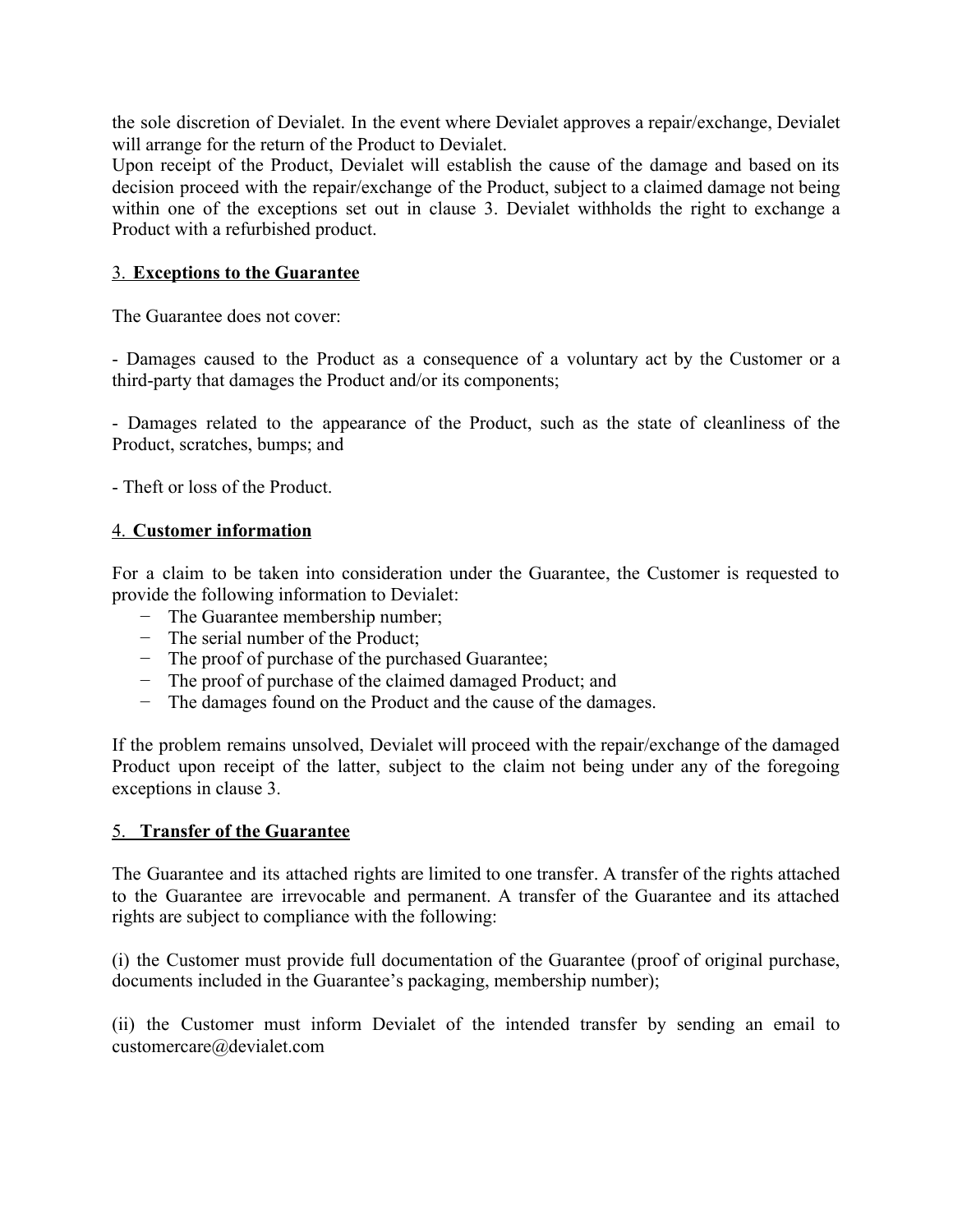the sole discretion of Devialet. In the event where Devialet approves a repair/exchange, Devialet will arrange for the return of the Product to Devialet.
Upon receipt of the Product, Devialet will establish the cause of the damage and based on its decision proceed with the repair/exchange of the Product, subject to a claimed damage not being within one of the exceptions set out in clause 3. Devialet withholds the right to exchange a Product with a refurbished product.

## 3. **Exceptions to the Guarantee**

The Guarantee does not cover:

- Damages caused to the Product as a consequence of a voluntary act by the Customer or a third-party that damages the Product and/or its components;

- Damages related to the appearance of the Product, such as the state of cleanliness of the Product, scratches, bumps; and

- Theft or loss of the Product.

## 4. **Customer information**

For a claim to be taken into consideration under the Guarantee, the Customer is requested to provide the following information to Devialet:

- The Guarantee membership number;
- The serial number of the Product;
- The proof of purchase of the purchased Guarantee;
- The proof of purchase of the claimed damaged Product; and
- The damages found on the Product and the cause of the damages.

If the problem remains unsolved, Devialet will proceed with the repair/exchange of the damaged Product upon receipt of the latter, subject to the claim not being under any of the foregoing exceptions in clause 3.

## 5. **Transfer of the Guarantee**

The Guarantee and its attached rights are limited to one transfer. A transfer of the rights attached to the Guarantee are irrevocable and permanent. A transfer of the Guarantee and its attached rights are subject to compliance with the following:

(i) the Customer must provide full documentation of the Guarantee (proof of original purchase, documents included in the Guarantee's packaging, membership number);

(ii) the Customer must inform Devialet of the intended transfer by sending an email to customercare@devialet.com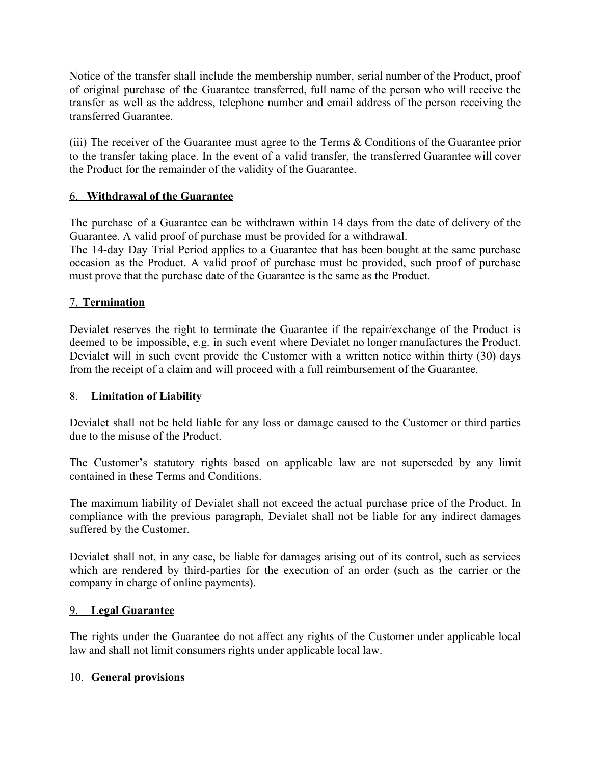Notice of the transfer shall include the membership number, serial number of the Product, proof of original purchase of the Guarantee transferred, full name of the person who will receive the transfer as well as the address, telephone number and email address of the person receiving the transferred Guarantee.

(iii) The receiver of the Guarantee must agree to the Terms & Conditions of the Guarantee prior to the transfer taking place. In the event of a valid transfer, the transferred Guarantee will cover the Product for the remainder of the validity of the Guarantee.

## 6. **Withdrawal of the Guarantee**

The purchase of a Guarantee can be withdrawn within 14 days from the date of delivery of the Guarantee. A valid proof of purchase must be provided for a withdrawal.
The 14-day Day Trial Period applies to a Guarantee that has been bought at the same purchase occasion as the Product. A valid proof of purchase must be provided, such proof of purchase must prove that the purchase date of the Guarantee is the same as the Product.

## 7. **Termination**

Devialet reserves the right to terminate the Guarantee if the repair/exchange of the Product is deemed to be impossible, e.g. in such event where Devialet no longer manufactures the Product. Devialet will in such event provide the Customer with a written notice within thirty (30) days from the receipt of a claim and will proceed with a full reimbursement of the Guarantee.

## 8. **Limitation of Liability**

Devialet shall not be held liable for any loss or damage caused to the Customer or third parties due to the misuse of the Product.

The Customer's statutory rights based on applicable law are not superseded by any limit contained in these Terms and Conditions.

The maximum liability of Devialet shall not exceed the actual purchase price of the Product. In compliance with the previous paragraph, Devialet shall not be liable for any indirect damages suffered by the Customer.

Devialet shall not, in any case, be liable for damages arising out of its control, such as services which are rendered by third-parties for the execution of an order (such as the carrier or the company in charge of online payments).

## 9. **Legal Guarantee**

The rights under the Guarantee do not affect any rights of the Customer under applicable local law and shall not limit consumers rights under applicable local law.

## 10. **General provisions**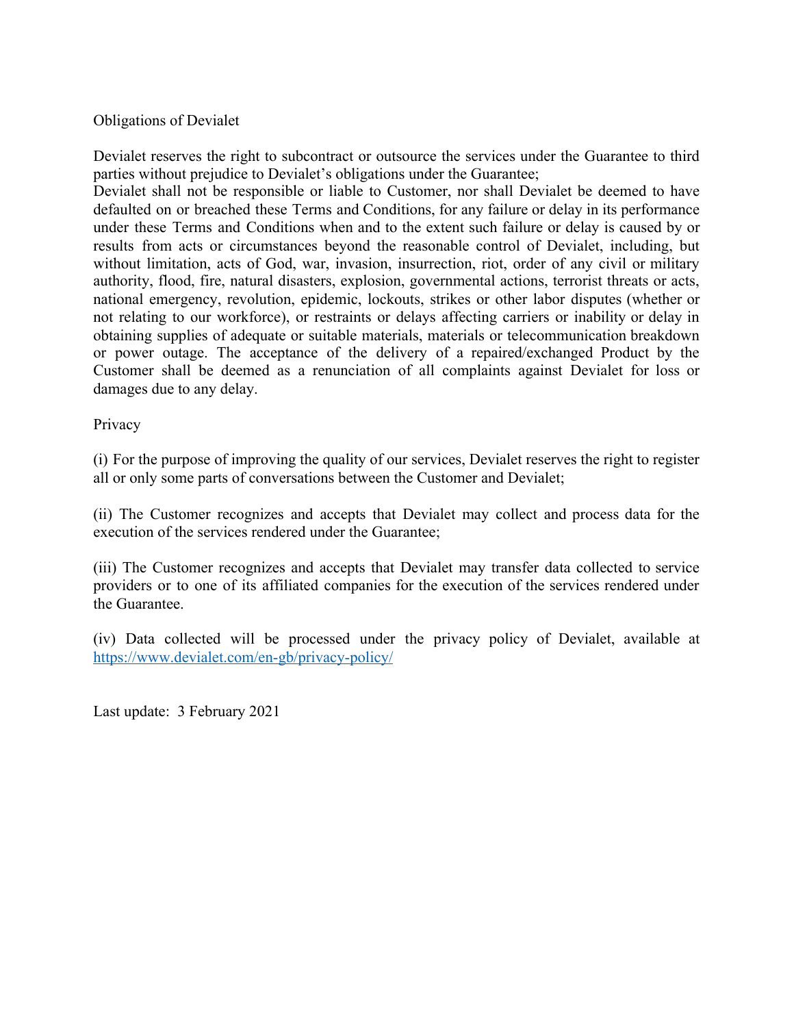## Obligations of Devialet

Devialet reserves the right to subcontract or outsource the services under the Guarantee to third parties without prejudice to Devialet's obligations under the Guarantee;

Devialet shall not be responsible or liable to Customer, nor shall Devialet be deemed to have defaulted on or breached these Terms and Conditions, for any failure or delay in its performance under these Terms and Conditions when and to the extent such failure or delay is caused by or results from acts or circumstances beyond the reasonable control of Devialet, including, but without limitation, acts of God, war, invasion, insurrection, riot, order of any civil or military authority, flood, fire, natural disasters, explosion, governmental actions, terrorist threats or acts, national emergency, revolution, epidemic, lockouts, strikes or other labor disputes (whether or not relating to our workforce), or restraints or delays affecting carriers or inability or delay in obtaining supplies of adequate or suitable materials, materials or telecommunication breakdown or power outage. The acceptance of the delivery of a repaired/exchanged Product by the Customer shall be deemed as a renunciation of all complaints against Devialet for loss or damages due to any delay.

## Privacy

(i) For the purpose of improving the quality of our services, Devialet reserves the right to register all or only some parts of conversations between the Customer and Devialet;

(ii) The Customer recognizes and accepts that Devialet may collect and process data for the execution of the services rendered under the Guarantee;

(iii) The Customer recognizes and accepts that Devialet may transfer data collected to service providers or to one of its affiliated companies for the execution of the services rendered under the Guarantee.

(iv) Data collected will be processed under the privacy policy of Devialet, available at [https://www.devialet.com/en-gb/privacy-policy/](https://www.devialet.com/en-gb/privacy-policy/)

Last update: 3 February 2021